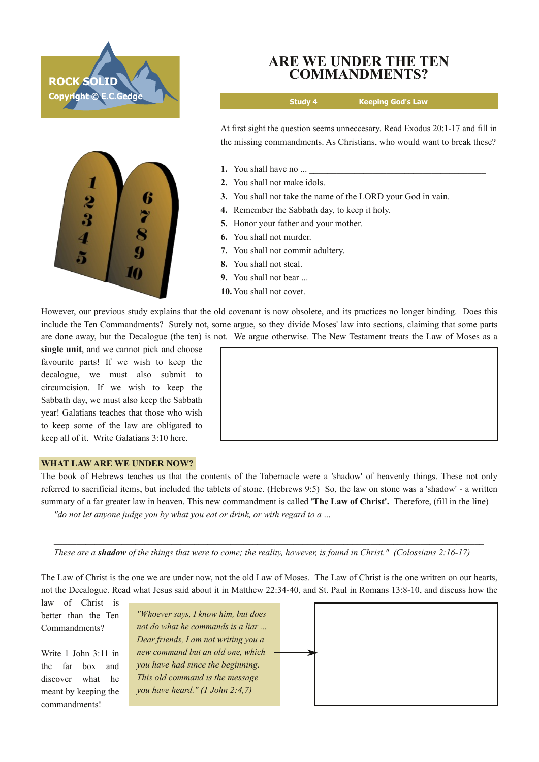ROCK SOLID
Copyright © E.C.Gedge

# ARE WE UNDER THE TEN COMMANDMENTS?

**Study 4 — Keeping God's Law**

At first sight the question seems unneccesary. Read Exodus 20:1-17 and fill in the missing commandments. As Christians, who would want to break these?

1. You shall have no ... ________________________________________
2. You shall not make idols.
3. You shall not take the name of the LORD your God in vain.
4. Remember the Sabbath day, to keep it holy.
5. Honor your father and your mother.
6. You shall not murder.
7. You shall not commit adultery.
8. You shall not steal.
9. You shall not bear ... ________________________________________
10. You shall not covet.

However, our previous study explains that the old covenant is now obsolete, and its practices no longer binding. Does this include the Ten Commandments? Surely not, some argue, so they divide Moses' law into sections, claiming that some parts are done away, but the Decalogue (the ten) is not. We argue otherwise. The New Testament treats the Law of Moses as a **single unit**, and we cannot pick and choose favourite parts! If we wish to keep the decalogue, we must also submit to circumcision. If we wish to keep the Sabbath day, we must also keep the Sabbath year! Galatians teaches that those who wish to keep some of the law are obligated to keep all of it. Write Galatians 3:10 here.

## WHAT LAW ARE WE UNDER NOW?

The book of Hebrews teaches us that the contents of the Tabernacle were a 'shadow' of heavenly things. These not only referred to sacrificial items, but included the tablets of stone. (Hebrews 9:5) So, the law on stone was a 'shadow' - a written summary of a far greater law in heaven. This new commandment is called **'The Law of Christ'.** Therefore, (fill in the line)

*"do not let anyone judge you by what you eat or drink, or with regard to a ...*

________________________________________________________________________

*These are a **shadow** of the things that were to come; the reality, however, is found in Christ."* (Colossians 2:16-17)

The Law of Christ is the one we are under now, not the old Law of Moses. The Law of Christ is the one written on our hearts, not the Decalogue. Read what Jesus said about it in Matthew 22:34-40, and St. Paul in Romans 13:8-10, and discuss how the law of Christ is better than the Ten Commandments?

*"Whoever says, I know him, but does not do what he commands is a liar ... Dear friends, I am not writing you a new command but an old one, which you have had since the beginning. This old command is the message you have heard." (1 John 2:4,7)*

Write 1 John 3:11 in the far box and discover what he meant by keeping the commandments!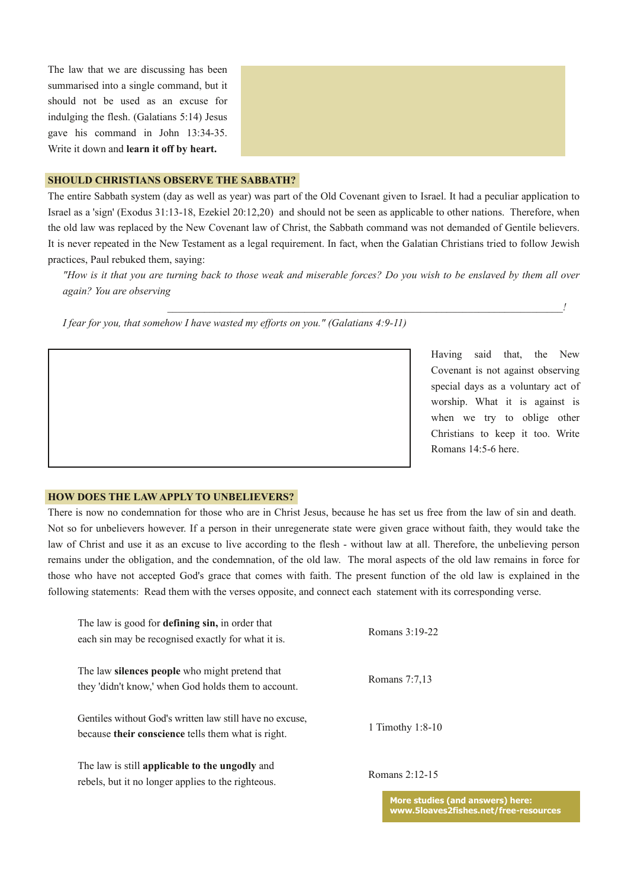The law that we are discussing has been summarised into a single command, but it should not be used as an excuse for indulging the flesh. (Galatians 5:14) Jesus gave his command in John 13:34-35. Write it down and **learn it off by heart.**

## SHOULD CHRISTIANS OBSERVE THE SABBATH?

The entire Sabbath system (day as well as year) was part of the Old Covenant given to Israel. It had a peculiar application to Israel as a 'sign' (Exodus 31:13-18, Ezekiel 20:12,20) and should not be seen as applicable to other nations. Therefore, when the old law was replaced by the New Covenant law of Christ, the Sabbath command was not demanded of Gentile believers. It is never repeated in the New Testament as a legal requirement. In fact, when the Galatian Christians tried to follow Jewish practices, Paul rebuked them, saying:

*"How is it that you are turning back to those weak and miserable forces? Do you wish to be enslaved by them all over again? You are observing*

*\_\_\_\_\_\_\_\_\_\_\_\_\_\_\_\_\_\_\_\_\_\_\_\_\_\_\_\_\_\_\_\_\_\_\_\_\_\_\_\_\_\_\_\_\_\_\_\_\_\_\_\_\_\_\_\_\_\_\_\_\_\_\_\_\_\_\_\_\_\_\_\_\_\_\_!*

*I fear for you, that somehow I have wasted my efforts on you." (Galatians 4:9-11)*

Having said that, the New Covenant is not against observing special days as a voluntary act of worship. What it is against is when we try to oblige other Christians to keep it too. Write Romans 14:5-6 here.

## HOW DOES THE LAW APPLY TO UNBELIEVERS?

There is now no condemnation for those who are in Christ Jesus, because he has set us free from the law of sin and death. Not so for unbelievers however. If a person in their unregenerate state were given grace without faith, they would take the law of Christ and use it as an excuse to live according to the flesh - without law at all. Therefore, the unbelieving person remains under the obligation, and the condemnation, of the old law. The moral aspects of the old law remains in force for those who have not accepted God's grace that comes with faith. The present function of the old law is explained in the following statements: Read them with the verses opposite, and connect each statement with its corresponding verse.

| | |
|---|---|
| The law is good for **defining sin,** in order that each sin may be recognised exactly for what it is. | Romans 3:19-22 |
| The law **silences people** who might pretend that they 'didn't know,' when God holds them to account. | Romans 7:7,13 |
| Gentiles without God's written law still have no excuse, because **their conscience** tells them what is right. | 1 Timothy 1:8-10 |
| The law is still **applicable to the ungodly** and rebels, but it no longer applies to the righteous. | Romans 2:12-15 |

**More studies (and answers) here: www.5loaves2fishes.net/free-resources**